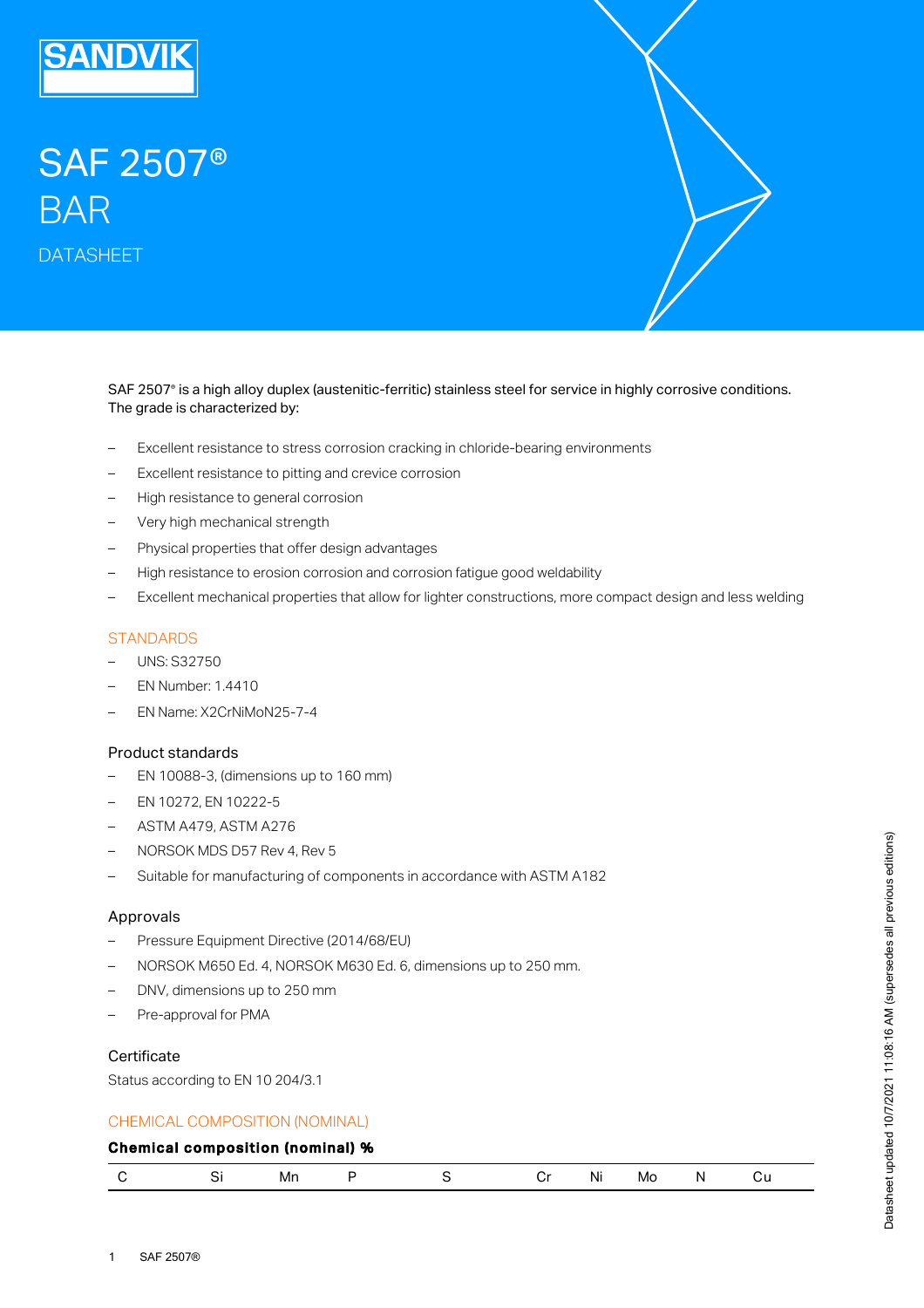# SAF 2507®

# BAR

DATASHEET

SAF 2507® is a high alloy duplex (austenitic-ferritic) stainless steel for service in highly corrosive conditions. The grade is characterized by:

- Excellent resistance to stress corrosion cracking in chloride-bearing environments
- Excellent resistance to pitting and crevice corrosion
- High resistance to general corrosion
- Very high mechanical strength
- Physical properties that offer design advantages
- High resistance to erosion corrosion and corrosion fatigue good weldability
- Excellent mechanical properties that allow for lighter constructions, more compact design and less welding

## STANDARDS

- UNS: S32750
- EN Number: 1.4410
- EN Name: X2CrNiMoN25-7-4

### Product standards

- EN 10088-3, (dimensions up to 160 mm)
- EN 10272, EN 10222-5
- ASTM A479, ASTM A276
- NORSOK MDS D57 Rev 4, Rev 5
- Suitable for manufacturing of components in accordance with ASTM A182

### Approvals

- Pressure Equipment Directive (2014/68/EU)
- NORSOK M650 Ed. 4, NORSOK M630 Ed. 6, dimensions up to 250 mm.
- DNV, dimensions up to 250 mm
- Pre-approval for PMA

### Certificate

Status according to EN 10 204/3.1

## CHEMICAL COMPOSITION (NOMINAL)

**Chemical composition (nominal) %**

| C | Si | Mn | P | S | Cr | Ni | Mo | N | Cu |
|---|---|---|---|---|---|---|---|---|---|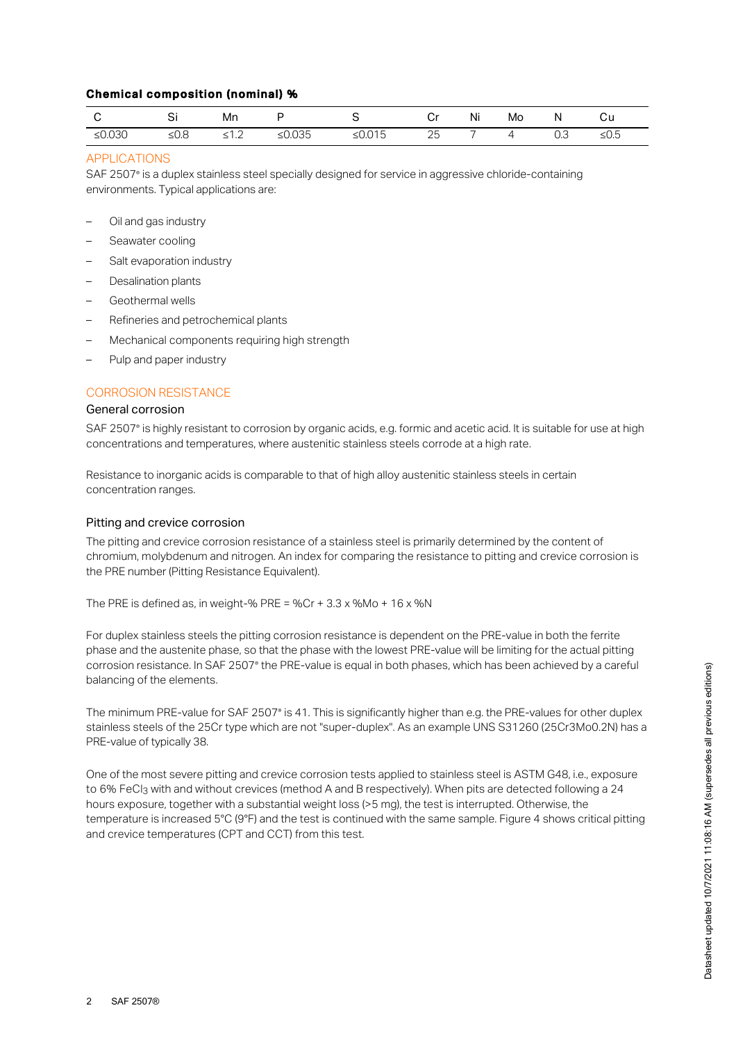**Chemical composition (nominal) %**

| C | Si | Mn | P | S | Cr | Ni | Mo | N | Cu |
|---|---|---|---|---|---|---|---|---|---|
| ≤0.030 | ≤0.8 | ≤1.2 | ≤0.035 | ≤0.015 | 25 | 7 | 4 | 0.3 | ≤0.5 |

## APPLICATIONS

SAF 2507® is a duplex stainless steel specially designed for service in aggressive chloride-containing environments. Typical applications are:

- Oil and gas industry
- Seawater cooling
- Salt evaporation industry
- Desalination plants
- Geothermal wells
- Refineries and petrochemical plants
- Mechanical components requiring high strength
- Pulp and paper industry

## CORROSION RESISTANCE

### General corrosion

SAF 2507® is highly resistant to corrosion by organic acids, e.g. formic and acetic acid. It is suitable for use at high concentrations and temperatures, where austenitic stainless steels corrode at a high rate.

Resistance to inorganic acids is comparable to that of high alloy austenitic stainless steels in certain concentration ranges.

### Pitting and crevice corrosion

The pitting and crevice corrosion resistance of a stainless steel is primarily determined by the content of chromium, molybdenum and nitrogen. An index for comparing the resistance to pitting and crevice corrosion is the PRE number (Pitting Resistance Equivalent).

The PRE is defined as, in weight-% PRE = %Cr + 3.3 x %Mo + 16 x %N

For duplex stainless steels the pitting corrosion resistance is dependent on the PRE-value in both the ferrite phase and the austenite phase, so that the phase with the lowest PRE-value will be limiting for the actual pitting corrosion resistance. In SAF 2507® the PRE-value is equal in both phases, which has been achieved by a careful balancing of the elements.

The minimum PRE-value for SAF 2507® is 41. This is significantly higher than e.g. the PRE-values for other duplex stainless steels of the 25Cr type which are not "super-duplex". As an example UNS S31260 (25Cr3Mo0.2N) has a PRE-value of typically 38.

One of the most severe pitting and crevice corrosion tests applied to stainless steel is ASTM G48, i.e., exposure to 6% $FeCl_3$ with and without crevices (method A and B respectively). When pits are detected following a 24 hours exposure, together with a substantial weight loss (>5 mg), the test is interrupted. Otherwise, the temperature is increased 5°C (9°F) and the test is continued with the same sample. Figure 4 shows critical pitting and crevice temperatures (CPT and CCT) from this test.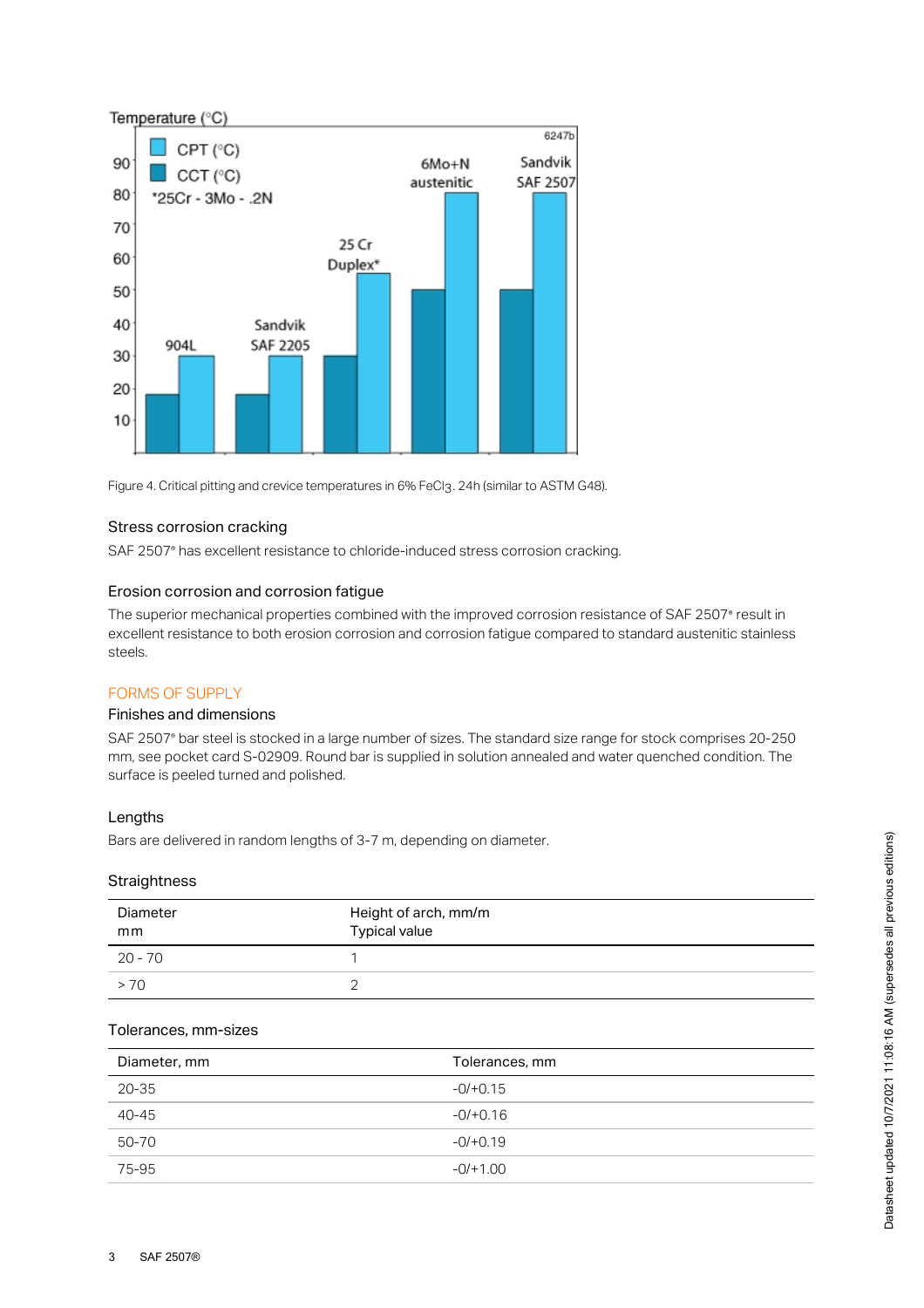Figure 4. Critical pitting and crevice temperatures in 6% $FeCl_3$. 24h (similar to ASTM G48).

### Stress corrosion cracking

SAF 2507® has excellent resistance to chloride-induced stress corrosion cracking.

### Erosion corrosion and corrosion fatigue

The superior mechanical properties combined with the improved corrosion resistance of SAF 2507® result in excellent resistance to both erosion corrosion and corrosion fatigue compared to standard austenitic stainless steels.

## FORMS OF SUPPLY

### Finishes and dimensions

SAF 2507® bar steel is stocked in a large number of sizes. The standard size range for stock comprises 20-250 mm, see pocket card S-02909. Round bar is supplied in solution annealed and water quenched condition. The surface is peeled turned and polished.

### Lengths

Bars are delivered in random lengths of 3-7 m, depending on diameter.

### Straightness

| Diameter mm | Height of arch, mm/m Typical value |
|---|---|
| 20 - 70 | 1 |
| > 70 | 2 |

### Tolerances, mm-sizes

| Diameter, mm | Tolerances, mm |
|---|---|
| 20-35 | -0/+0.15 |
| 40-45 | -0/+0.16 |
| 50-70 | -0/+0.19 |
| 75-95 | -0/+1.00 |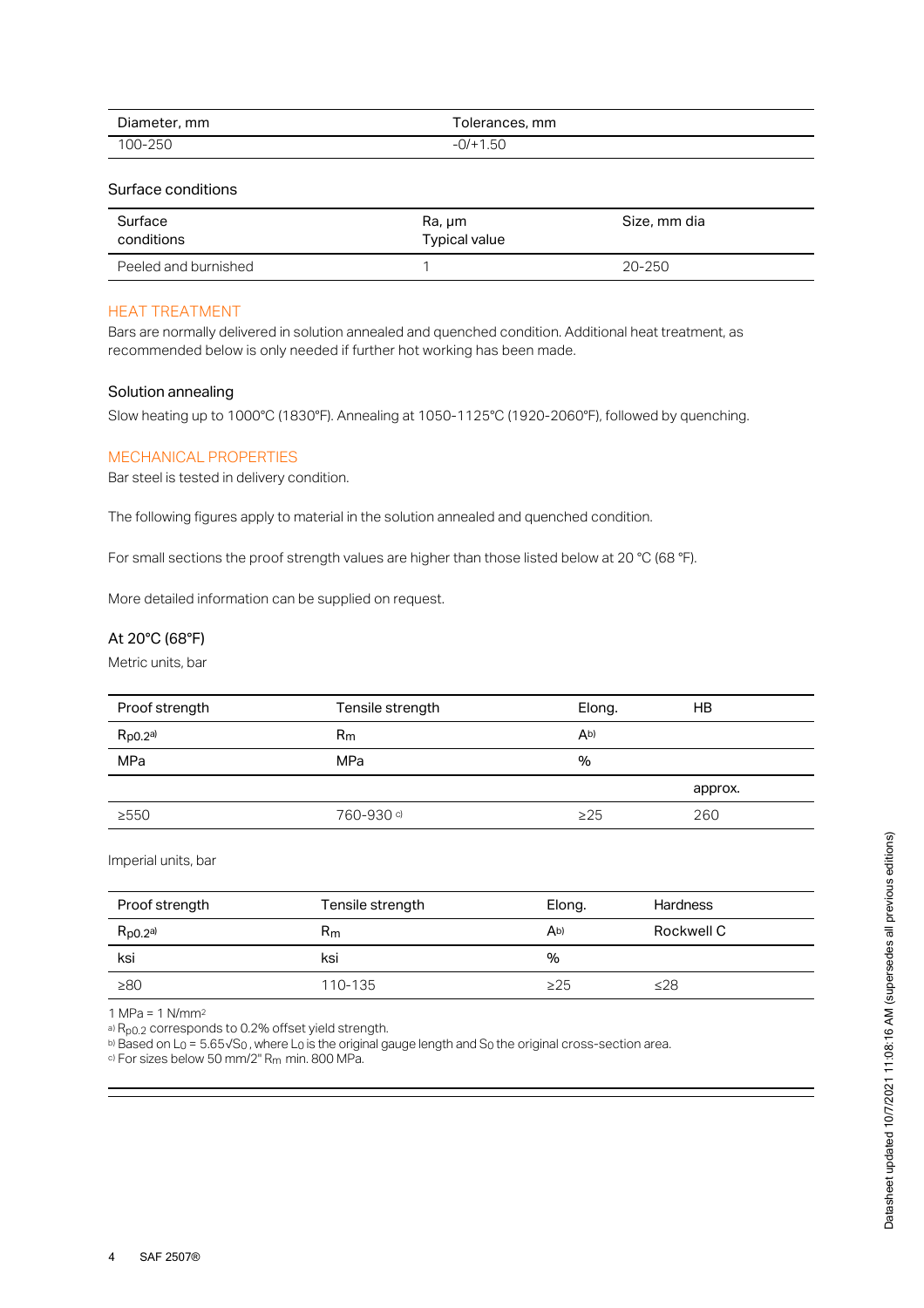| Diameter, mm | Tolerances, mm |
|---|---|
| 100-250 | -0/+1.50 |

### Surface conditions

| Surface conditions | Ra, µm Typical value | Size, mm dia |
|---|---|---|
| Peeled and burnished | 1 | 20-250 |

## HEAT TREATMENT

Bars are normally delivered in solution annealed and quenched condition. Additional heat treatment, as recommended below is only needed if further hot working has been made.

### Solution annealing

Slow heating up to 1000°C (1830°F). Annealing at 1050-1125°C (1920-2060°F), followed by quenching.

## MECHANICAL PROPERTIES

Bar steel is tested in delivery condition.

The following figures apply to material in the solution annealed and quenched condition.

For small sections the proof strength values are higher than those listed below at 20 °C (68 °F).

More detailed information can be supplied on request.

### At 20°C (68°F)

Metric units, bar

| Proof strength | Tensile strength | Elong. | HB |
|---|---|---|---|
| $R_{p0.2}$ [a] | $R_m$ | A [b] | |
| MPa | MPa | % | |
| | | | approx. |
| ≥550 | 760-930 [c] | ≥25 | 260 |

Imperial units, bar

| Proof strength | Tensile strength | Elong. | Hardness |
|---|---|---|---|
| $R_{p0.2}$ [a] | $R_m$ | A [b] | Rockwell C |
| ksi | ksi | % | |
| ≥80 | 110-135 | ≥25 | ≤28 |

1 MPa = 1 N/mm²

[a] $R_{p0.2}$ corresponds to 0.2% offset yield strength.

[b] Based on $L_0 = 5.65\sqrt{S_0}$, where $L_0$ is the original gauge length and $S_0$ the original cross-section area.

[c] For sizes below 50 mm/2" $R_m$ min. 800 MPa.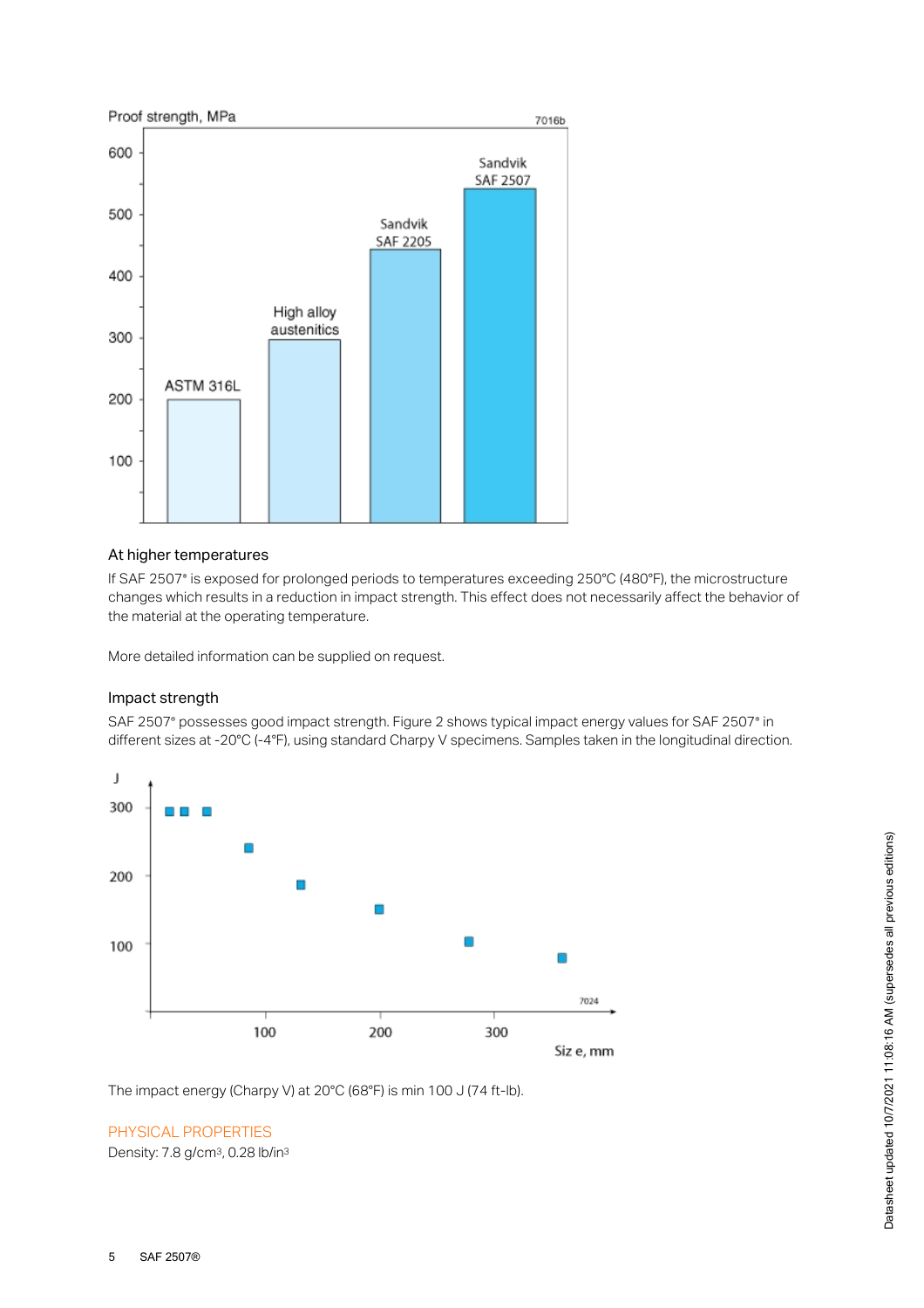## At higher temperatures

If SAF 2507® is exposed for prolonged periods to temperatures exceeding 250°C (480°F), the microstructure changes which results in a reduction in impact strength. This effect does not necessarily affect the behavior of the material at the operating temperature.

More detailed information can be supplied on request.

## Impact strength

SAF 2507® possesses good impact strength. Figure 2 shows typical impact energy values for SAF 2507® in different sizes at -20°C (-4°F), using standard Charpy V specimens. Samples taken in the longitudinal direction.

The impact energy (Charpy V) at 20°C (68°F) is min 100 J (74 ft-lb).

## PHYSICAL PROPERTIES

Density: 7.8 g/cm$^3$, 0.28 lb/in$^3$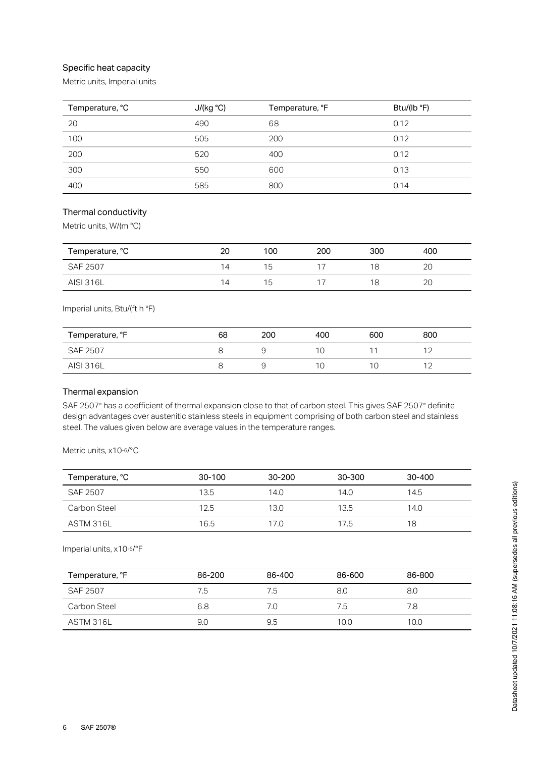### Specific heat capacity

Metric units, Imperial units

| Temperature, °C | J/(kg °C) | Temperature, °F | Btu/(lb °F) |
|---|---|---|---|
| 20 | 490 | 68 | 0.12 |
| 100 | 505 | 200 | 0.12 |
| 200 | 520 | 400 | 0.12 |
| 300 | 550 | 600 | 0.13 |
| 400 | 585 | 800 | 0.14 |

### Thermal conductivity

Metric units, W/(m °C)

| Temperature, °C | 20 | 100 | 200 | 300 | 400 |
|---|---|---|---|---|---|
| SAF 2507 | 14 | 15 | 17 | 18 | 20 |
| AISI 316L | 14 | 15 | 17 | 18 | 20 |

Imperial units, Btu/(ft h °F)

| Temperature, °F | 68 | 200 | 400 | 600 | 800 |
|---|---|---|---|---|---|
| SAF 2507 | 8 | 9 | 10 | 11 | 12 |
| AISI 316L | 8 | 9 | 10 | 10 | 12 |

### Thermal expansion

SAF 2507® has a coefficient of thermal expansion close to that of carbon steel. This gives SAF 2507® definite design advantages over austenitic stainless steels in equipment comprising of both carbon steel and stainless steel. The values given below are average values in the temperature ranges.

Metric units, $x10^{-6}$/°C

| Temperature, °C | 30-100 | 30-200 | 30-300 | 30-400 |
|---|---|---|---|---|
| SAF 2507 | 13.5 | 14.0 | 14.0 | 14.5 |
| Carbon Steel | 12.5 | 13.0 | 13.5 | 14.0 |
| ASTM 316L | 16.5 | 17.0 | 17.5 | 18 |

Imperial units, $x10^{-6}$/°F

| Temperature, °F | 86-200 | 86-400 | 86-600 | 86-800 |
|---|---|---|---|---|
| SAF 2507 | 7.5 | 7.5 | 8.0 | 8.0 |
| Carbon Steel | 6.8 | 7.0 | 7.5 | 7.8 |
| ASTM 316L | 9.0 | 9.5 | 10.0 | 10.0 |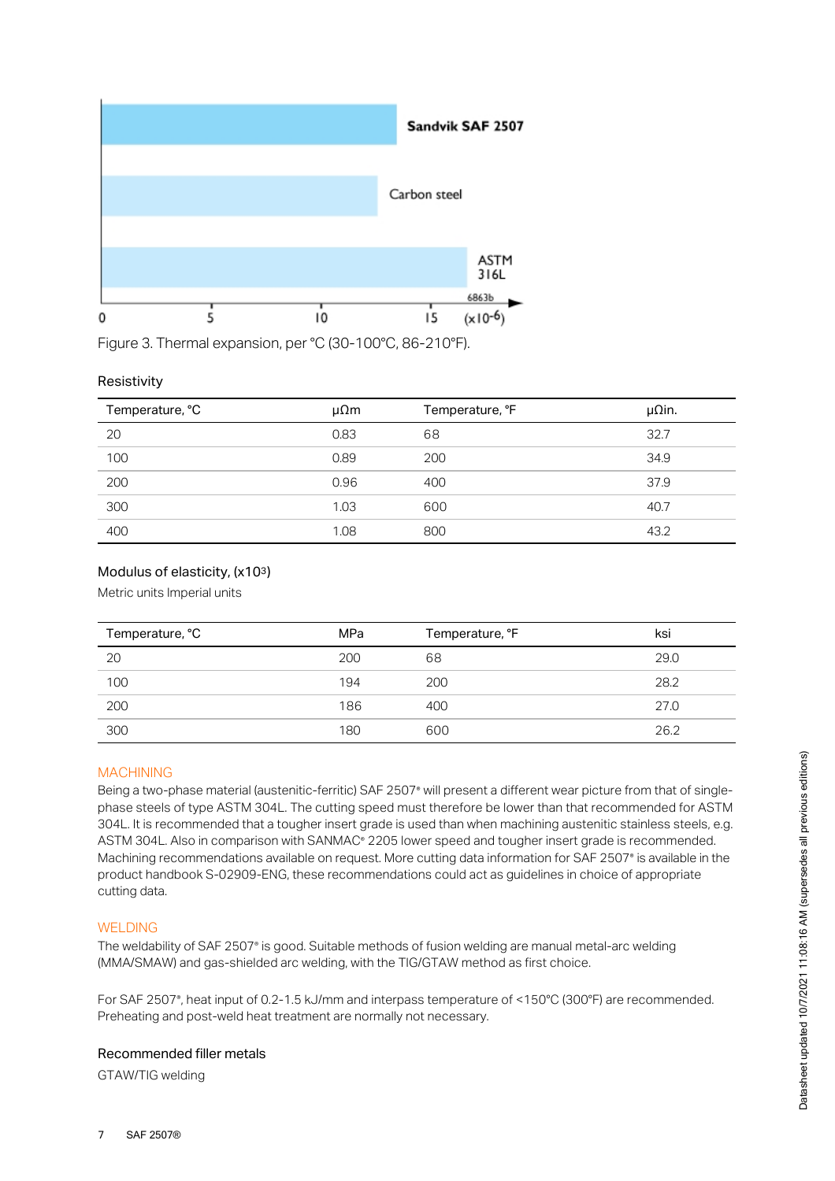Figure 3. Thermal expansion, per °C (30-100°C, 86-210°F).

Resistivity

| Temperature, °C | μΩm | Temperature, °F | μΩin. |
|---|---|---|---|
| 20 | 0.83 | 68 | 32.7 |
| 100 | 0.89 | 200 | 34.9 |
| 200 | 0.96 | 400 | 37.9 |
| 300 | 1.03 | 600 | 40.7 |
| 400 | 1.08 | 800 | 43.2 |

Modulus of elasticity, ($x10^3$)

Metric units Imperial units

| Temperature, °C | MPa | Temperature, °F | ksi |
|---|---|---|---|
| 20 | 200 | 68 | 29.0 |
| 100 | 194 | 200 | 28.2 |
| 200 | 186 | 400 | 27.0 |
| 300 | 180 | 600 | 26.2 |

## MACHINING

Being a two-phase material (austenitic-ferritic) SAF 2507® will present a different wear picture from that of single-phase steels of type ASTM 304L. The cutting speed must therefore be lower than that recommended for ASTM 304L. It is recommended that a tougher insert grade is used than when machining austenitic stainless steels, e.g. ASTM 304L. Also in comparison with SANMAC® 2205 lower speed and tougher insert grade is recommended. Machining recommendations available on request. More cutting data information for SAF 2507® is available in the product handbook S-02909-ENG, these recommendations could act as guidelines in choice of appropriate cutting data.

## WELDING

The weldability of SAF 2507® is good. Suitable methods of fusion welding are manual metal-arc welding (MMA/SMAW) and gas-shielded arc welding, with the TIG/GTAW method as first choice.

For SAF 2507®, heat input of 0.2-1.5 kJ/mm and interpass temperature of <150°C (300°F) are recommended. Preheating and post-weld heat treatment are normally not necessary.

### Recommended filler metals

GTAW/TIG welding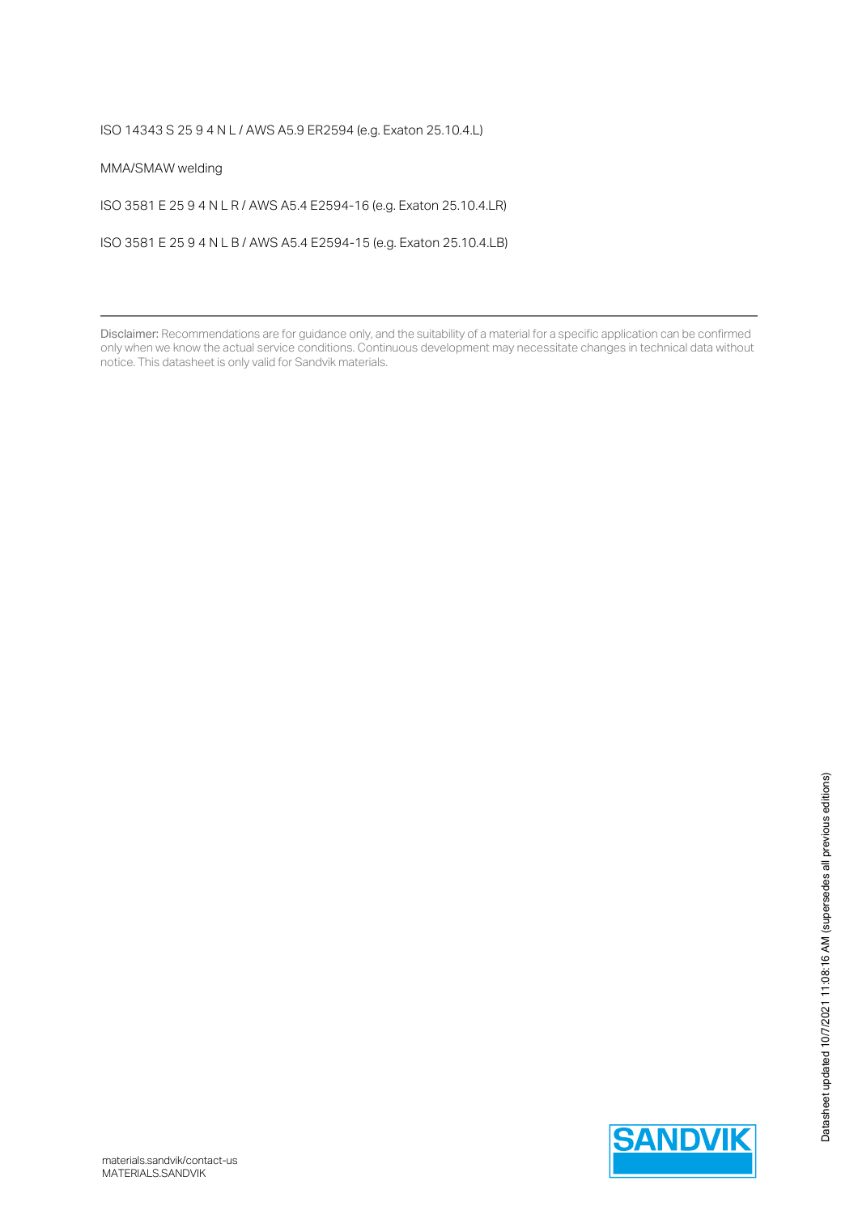ISO 14343 S 25 9 4 N L / AWS A5.9 ER2594 (e.g. Exaton 25.10.4.L)

MMA/SMAW welding

ISO 3581 E 25 9 4 N L R / AWS A5.4 E2594-16 (e.g. Exaton 25.10.4.LR)

ISO 3581 E 25 9 4 N L B / AWS A5.4 E2594-15 (e.g. Exaton 25.10.4.LB)

---

Disclaimer: Recommendations are for guidance only, and the suitability of a material for a specific application can be confirmed only when we know the actual service conditions. Continuous development may necessitate changes in technical data without notice. This datasheet is only valid for Sandvik materials.